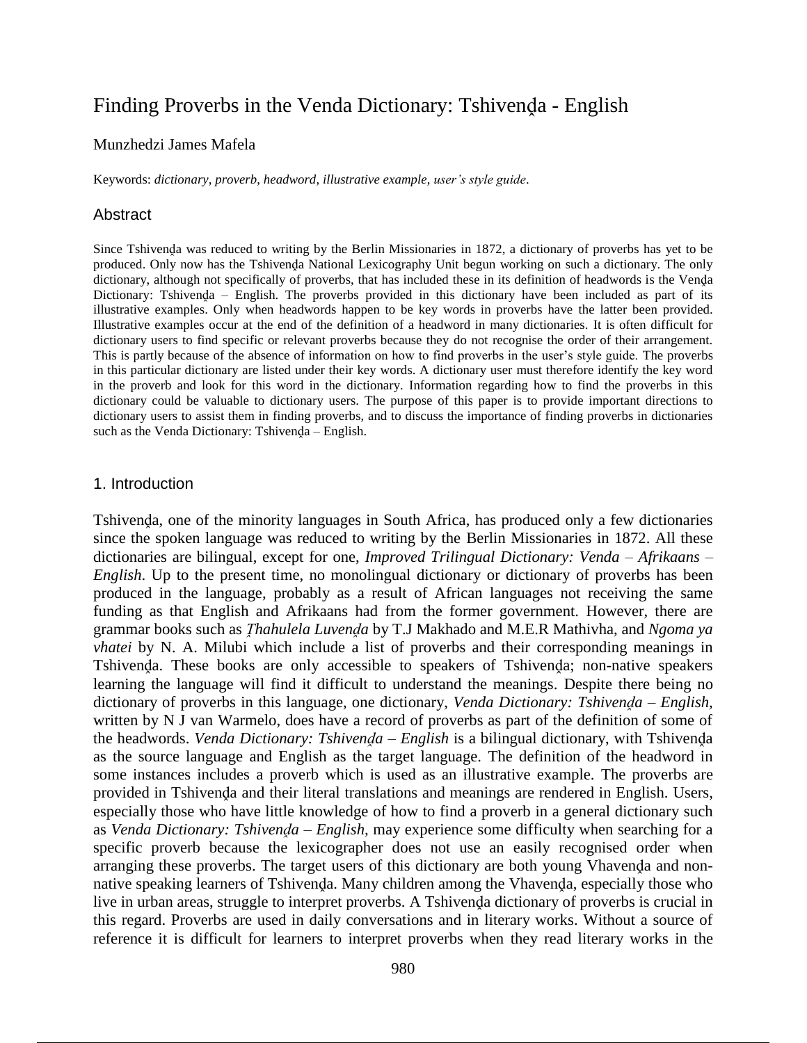# Finding Proverbs in the Venda Dictionary: Tshivenḓa - English

Munzhedzi James Mafela

Keywords: *dictionary, proverb, headword, illustrative example, user's style guide*.

## Abstract

Since Tshivenḓa was reduced to writing by the Berlin Missionaries in 1872, a dictionary of proverbs has yet to be produced. Only now has the Tshivenḓa National Lexicography Unit begun working on such a dictionary. The only dictionary, although not specifically of proverbs, that has included these in its definition of headwords is the Venḓa Dictionary: Tshivenḓa – English. The proverbs provided in this dictionary have been included as part of its illustrative examples. Only when headwords happen to be key words in proverbs have the latter been provided. Illustrative examples occur at the end of the definition of a headword in many dictionaries. It is often difficult for dictionary users to find specific or relevant proverbs because they do not recognise the order of their arrangement. This is partly because of the absence of information on how to find proverbs in the user's style guide. The proverbs in this particular dictionary are listed under their key words. A dictionary user must therefore identify the key word in the proverb and look for this word in the dictionary. Information regarding how to find the proverbs in this dictionary could be valuable to dictionary users. The purpose of this paper is to provide important directions to dictionary users to assist them in finding proverbs, and to discuss the importance of finding proverbs in dictionaries such as the Venda Dictionary: Tshivenḓa – English.

## 1. Introduction

Tshivenḓa, one of the minority languages in South Africa, has produced only a few dictionaries since the spoken language was reduced to writing by the Berlin Missionaries in 1872. All these dictionaries are bilingual, except for one, *Improved Trilingual Dictionary: Venda – Afrikaans – English*. Up to the present time, no monolingual dictionary or dictionary of proverbs has been produced in the language, probably as a result of African languages not receiving the same funding as that English and Afrikaans had from the former government. However, there are grammar books such as *Ṱhahulela Luvenḓa* by T.J Makhado and M.E.R Mathivha, and *Ngoma ya vhatei* by N. A. Milubi which include a list of proverbs and their corresponding meanings in Tshivenḓa. These books are only accessible to speakers of Tshivenḓa; non-native speakers learning the language will find it difficult to understand the meanings. Despite there being no dictionary of proverbs in this language, one dictionary, *Venda Dictionary: Tshivenḓa – English*, written by N J van Warmelo, does have a record of proverbs as part of the definition of some of the headwords. *Venda Dictionary: Tshivenḓa – English* is a bilingual dictionary, with Tshivenḓa as the source language and English as the target language. The definition of the headword in some instances includes a proverb which is used as an illustrative example. The proverbs are provided in Tshivenḓa and their literal translations and meanings are rendered in English. Users, especially those who have little knowledge of how to find a proverb in a general dictionary such as *Venda Dictionary: Tshivenḓa – English*, may experience some difficulty when searching for a specific proverb because the lexicographer does not use an easily recognised order when arranging these proverbs. The target users of this dictionary are both young Vhavenḓa and non-native speaking learners of Tshivenḓa. Many children among the Vhavenḓa, especially those who live in urban areas, struggle to interpret proverbs. A Tshivenḓa dictionary of proverbs is crucial in this regard. Proverbs are used in daily conversations and in literary works. Without a source of reference it is difficult for learners to interpret proverbs when they read literary works in the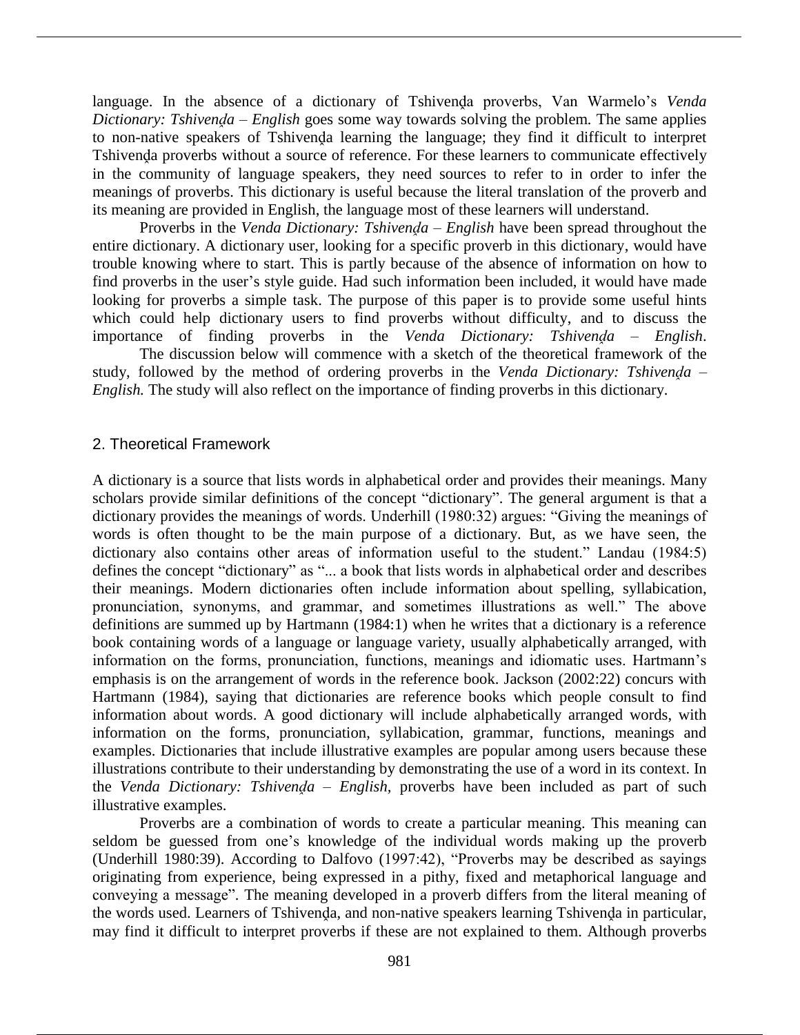language. In the absence of a dictionary of Tshivenḓa proverbs, Van Warmelo's *Venda Dictionary: Tshivenḓa – English* goes some way towards solving the problem. The same applies to non-native speakers of Tshivenḓa learning the language; they find it difficult to interpret Tshivenḓa proverbs without a source of reference. For these learners to communicate effectively in the community of language speakers, they need sources to refer to in order to infer the meanings of proverbs. This dictionary is useful because the literal translation of the proverb and its meaning are provided in English, the language most of these learners will understand.

Proverbs in the *Venda Dictionary: Tshivenḓa – English* have been spread throughout the entire dictionary. A dictionary user, looking for a specific proverb in this dictionary, would have trouble knowing where to start. This is partly because of the absence of information on how to find proverbs in the user's style guide. Had such information been included, it would have made looking for proverbs a simple task. The purpose of this paper is to provide some useful hints which could help dictionary users to find proverbs without difficulty, and to discuss the importance of finding proverbs in the *Venda Dictionary: Tshivenḓa – English*.

The discussion below will commence with a sketch of the theoretical framework of the study, followed by the method of ordering proverbs in the *Venda Dictionary: Tshivenḓa – English.* The study will also reflect on the importance of finding proverbs in this dictionary.

## 2. Theoretical Framework

A dictionary is a source that lists words in alphabetical order and provides their meanings. Many scholars provide similar definitions of the concept "dictionary". The general argument is that a dictionary provides the meanings of words. Underhill (1980:32) argues: "Giving the meanings of words is often thought to be the main purpose of a dictionary. But, as we have seen, the dictionary also contains other areas of information useful to the student." Landau (1984:5) defines the concept "dictionary" as "... a book that lists words in alphabetical order and describes their meanings. Modern dictionaries often include information about spelling, syllabication, pronunciation, synonyms, and grammar, and sometimes illustrations as well." The above definitions are summed up by Hartmann (1984:1) when he writes that a dictionary is a reference book containing words of a language or language variety, usually alphabetically arranged, with information on the forms, pronunciation, functions, meanings and idiomatic uses. Hartmann's emphasis is on the arrangement of words in the reference book. Jackson (2002:22) concurs with Hartmann (1984), saying that dictionaries are reference books which people consult to find information about words. A good dictionary will include alphabetically arranged words, with information on the forms, pronunciation, syllabication, grammar, functions, meanings and examples. Dictionaries that include illustrative examples are popular among users because these illustrations contribute to their understanding by demonstrating the use of a word in its context. In the *Venda Dictionary: Tshivenḓa – English*, proverbs have been included as part of such illustrative examples.

Proverbs are a combination of words to create a particular meaning. This meaning can seldom be guessed from one's knowledge of the individual words making up the proverb (Underhill 1980:39). According to Dalfovo (1997:42), "Proverbs may be described as sayings originating from experience, being expressed in a pithy, fixed and metaphorical language and conveying a message". The meaning developed in a proverb differs from the literal meaning of the words used. Learners of Tshivenḓa, and non-native speakers learning Tshivenḓa in particular, may find it difficult to interpret proverbs if these are not explained to them. Although proverbs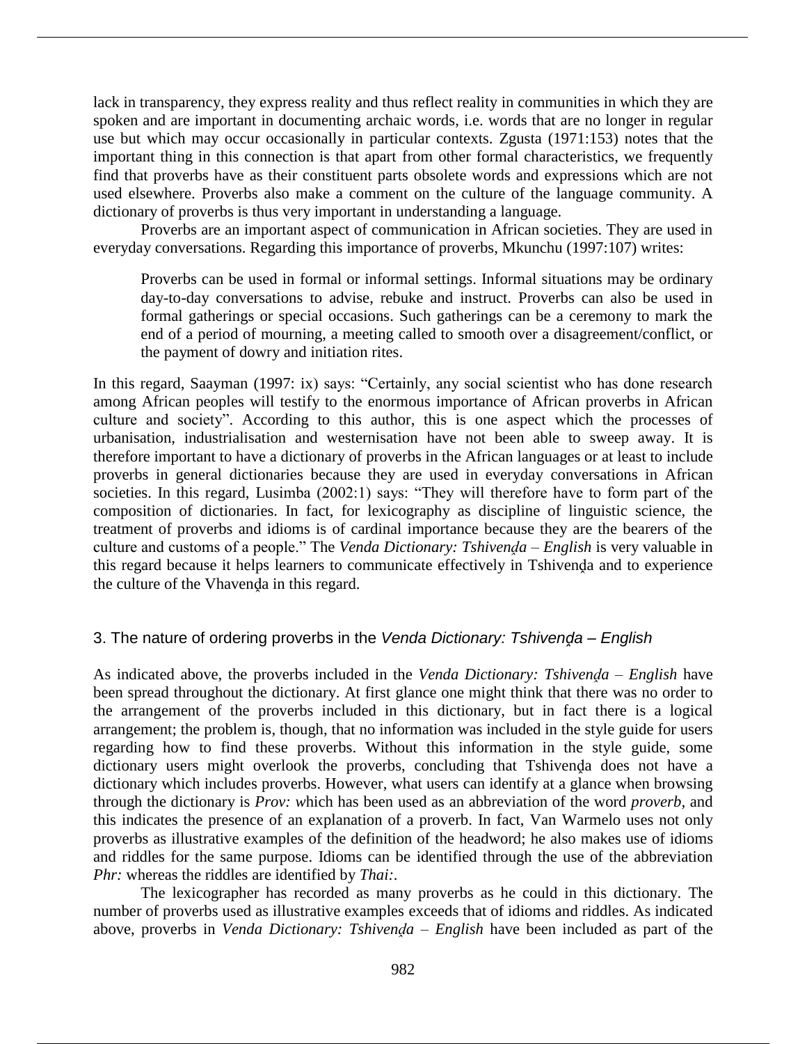lack in transparency, they express reality and thus reflect reality in communities in which they are spoken and are important in documenting archaic words, i.e. words that are no longer in regular use but which may occur occasionally in particular contexts. Zgusta (1971:153) notes that the important thing in this connection is that apart from other formal characteristics, we frequently find that proverbs have as their constituent parts obsolete words and expressions which are not used elsewhere. Proverbs also make a comment on the culture of the language community. A dictionary of proverbs is thus very important in understanding a language.

Proverbs are an important aspect of communication in African societies. They are used in everyday conversations. Regarding this importance of proverbs, Mkunchu (1997:107) writes:

> Proverbs can be used in formal or informal settings. Informal situations may be ordinary day-to-day conversations to advise, rebuke and instruct. Proverbs can also be used in formal gatherings or special occasions. Such gatherings can be a ceremony to mark the end of a period of mourning, a meeting called to smooth over a disagreement/conflict, or the payment of dowry and initiation rites.

In this regard, Saayman (1997: ix) says: "Certainly, any social scientist who has done research among African peoples will testify to the enormous importance of African proverbs in African culture and society". According to this author, this is one aspect which the processes of urbanisation, industrialisation and westernisation have not been able to sweep away. It is therefore important to have a dictionary of proverbs in the African languages or at least to include proverbs in general dictionaries because they are used in everyday conversations in African societies. In this regard, Lusimba (2002:1) says: "They will therefore have to form part of the composition of dictionaries. In fact, for lexicography as discipline of linguistic science, the treatment of proverbs and idioms is of cardinal importance because they are the bearers of the culture and customs of a people." The *Venda Dictionary: Tshivenḓa – English* is very valuable in this regard because it helps learners to communicate effectively in Tshivenḓa and to experience the culture of the Vhavenḓa in this regard.

## 3. The nature of ordering proverbs in the *Venda Dictionary: Tshivenḓa – English*

As indicated above, the proverbs included in the *Venda Dictionary: Tshivenḓa – English* have been spread throughout the dictionary. At first glance one might think that there was no order to the arrangement of the proverbs included in this dictionary, but in fact there is a logical arrangement; the problem is, though, that no information was included in the style guide for users regarding how to find these proverbs. Without this information in the style guide, some dictionary users might overlook the proverbs, concluding that Tshivenḓa does not have a dictionary which includes proverbs. However, what users can identify at a glance when browsing through the dictionary is *Prov:* which has been used as an abbreviation of the word *proverb*, and this indicates the presence of an explanation of a proverb. In fact, Van Warmelo uses not only proverbs as illustrative examples of the definition of the headword; he also makes use of idioms and riddles for the same purpose. Idioms can be identified through the use of the abbreviation *Phr:* whereas the riddles are identified by *Thai:*.

The lexicographer has recorded as many proverbs as he could in this dictionary. The number of proverbs used as illustrative examples exceeds that of idioms and riddles. As indicated above, proverbs in *Venda Dictionary: Tshivenḓa – English* have been included as part of the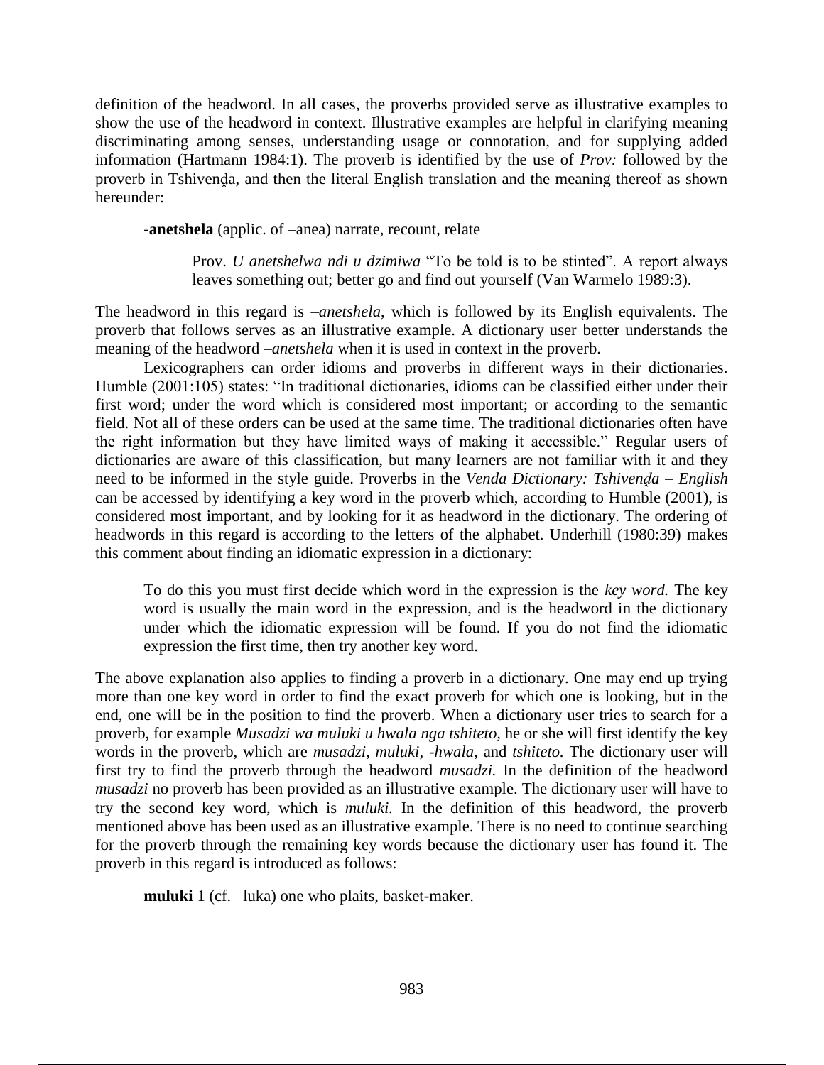definition of the headword. In all cases, the proverbs provided serve as illustrative examples to show the use of the headword in context. Illustrative examples are helpful in clarifying meaning discriminating among senses, understanding usage or connotation, and for supplying added information (Hartmann 1984:1). The proverb is identified by the use of *Prov:* followed by the proverb in Tshivenḓa, and then the literal English translation and the meaning thereof as shown hereunder:

> **-anetshela** (applic. of –anea) narrate, recount, relate
>
> > Prov. *U anetshelwa ndi u dzimiwa* "To be told is to be stinted". A report always leaves something out; better go and find out yourself (Van Warmelo 1989:3).

The headword in this regard is *–anetshela*, which is followed by its English equivalents. The proverb that follows serves as an illustrative example. A dictionary user better understands the meaning of the headword *–anetshela* when it is used in context in the proverb.

Lexicographers can order idioms and proverbs in different ways in their dictionaries. Humble (2001:105) states: "In traditional dictionaries, idioms can be classified either under their first word; under the word which is considered most important; or according to the semantic field. Not all of these orders can be used at the same time. The traditional dictionaries often have the right information but they have limited ways of making it accessible." Regular users of dictionaries are aware of this classification, but many learners are not familiar with it and they need to be informed in the style guide. Proverbs in the *Venda Dictionary: Tshivenḓa – English* can be accessed by identifying a key word in the proverb which, according to Humble (2001), is considered most important, and by looking for it as headword in the dictionary. The ordering of headwords in this regard is according to the letters of the alphabet. Underhill (1980:39) makes this comment about finding an idiomatic expression in a dictionary:

> To do this you must first decide which word in the expression is the *key word.* The key word is usually the main word in the expression, and is the headword in the dictionary under which the idiomatic expression will be found. If you do not find the idiomatic expression the first time, then try another key word.

The above explanation also applies to finding a proverb in a dictionary. One may end up trying more than one key word in order to find the exact proverb for which one is looking, but in the end, one will be in the position to find the proverb. When a dictionary user tries to search for a proverb, for example *Musadzi wa muluki u hwala nga tshiteto,* he or she will first identify the key words in the proverb, which are *musadzi*, *muluki*, *-hwala*, and *tshiteto.* The dictionary user will first try to find the proverb through the headword *musadzi.* In the definition of the headword *musadzi* no proverb has been provided as an illustrative example. The dictionary user will have to try the second key word, which is *muluki.* In the definition of this headword, the proverb mentioned above has been used as an illustrative example. There is no need to continue searching for the proverb through the remaining key words because the dictionary user has found it. The proverb in this regard is introduced as follows:

> **muluki** 1 (cf. –luka) one who plaits, basket-maker.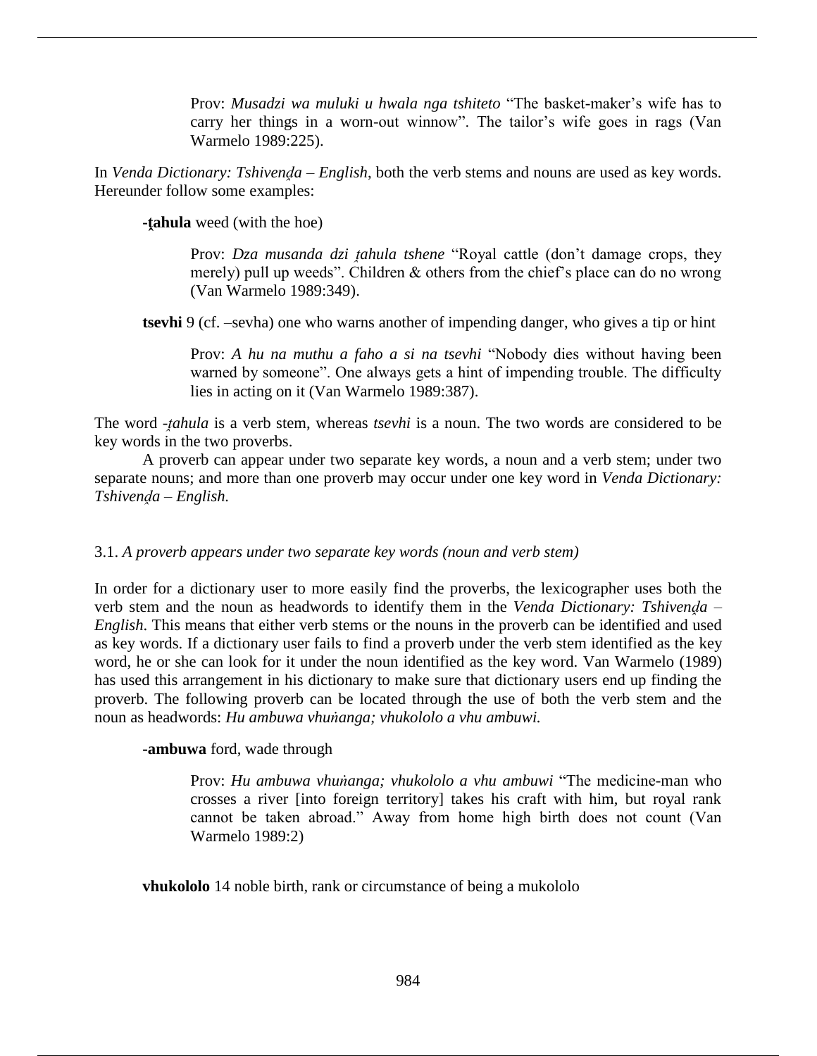Prov: *Musadzi wa muluki u hwala nga tshiteto* "The basket-maker's wife has to carry her things in a worn-out winnow". The tailor's wife goes in rags (Van Warmelo 1989:225).

In *Venda Dictionary: Tshivenḓa – English*, both the verb stems and nouns are used as key words. Hereunder follow some examples:

**-ṱahula** weed (with the hoe)

Prov: *Dza musanda dzi ṱahula tshene* "Royal cattle (don't damage crops, they merely) pull up weeds". Children & others from the chief's place can do no wrong (Van Warmelo 1989:349).

**tsevhi** 9 (cf. –sevha) one who warns another of impending danger, who gives a tip or hint

Prov: *A hu na muthu a faho a si na tsevhi* "Nobody dies without having been warned by someone". One always gets a hint of impending trouble. The difficulty lies in acting on it (Van Warmelo 1989:387).

The word *-ṱahula* is a verb stem, whereas *tsevhi* is a noun. The two words are considered to be key words in the two proverbs.

A proverb can appear under two separate key words, a noun and a verb stem; under two separate nouns; and more than one proverb may occur under one key word in *Venda Dictionary: Tshivenḓa – English.*

3.1. *A proverb appears under two separate key words (noun and verb stem)*

In order for a dictionary user to more easily find the proverbs, the lexicographer uses both the verb stem and the noun as headwords to identify them in the *Venda Dictionary: Tshivenḓa – English*. This means that either verb stems or the nouns in the proverb can be identified and used as key words. If a dictionary user fails to find a proverb under the verb stem identified as the key word, he or she can look for it under the noun identified as the key word. Van Warmelo (1989) has used this arrangement in his dictionary to make sure that dictionary users end up finding the proverb. The following proverb can be located through the use of both the verb stem and the noun as headwords: *Hu ambuwa vhuṅanga; vhukololo a vhu ambuwi.*

**-ambuwa** ford, wade through

Prov: *Hu ambuwa vhuṅanga; vhukololo a vhu ambuwi* "The medicine-man who crosses a river [into foreign territory] takes his craft with him, but royal rank cannot be taken abroad." Away from home high birth does not count (Van Warmelo 1989:2)

**vhukololo** 14 noble birth, rank or circumstance of being a mukololo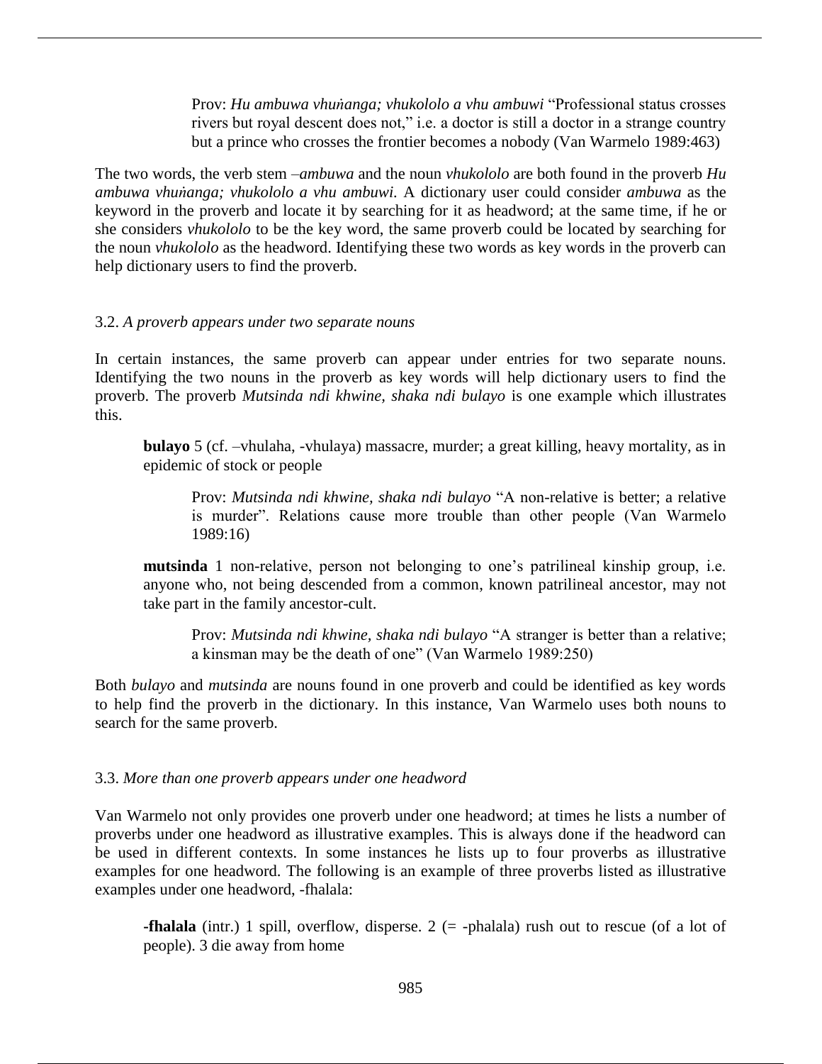Prov: *Hu ambuwa vhuṅanga; vhukololo a vhu ambuwi* "Professional status crosses rivers but royal descent does not," i.e. a doctor is still a doctor in a strange country but a prince who crosses the frontier becomes a nobody (Van Warmelo 1989:463)

The two words, the verb stem *–ambuwa* and the noun *vhukololo* are both found in the proverb *Hu ambuwa vhuṅanga; vhukololo a vhu ambuwi.* A dictionary user could consider *ambuwa* as the keyword in the proverb and locate it by searching for it as headword; at the same time, if he or she considers *vhukololo* to be the key word, the same proverb could be located by searching for the noun *vhukololo* as the headword. Identifying these two words as key words in the proverb can help dictionary users to find the proverb.

### 3.2. *A proverb appears under two separate nouns*

In certain instances, the same proverb can appear under entries for two separate nouns. Identifying the two nouns in the proverb as key words will help dictionary users to find the proverb. The proverb *Mutsinda ndi khwine, shaka ndi bulayo* is one example which illustrates this.

**bulayo** 5 (cf. –vhulaha, -vhulaya) massacre, murder; a great killing, heavy mortality, as in epidemic of stock or people

Prov: *Mutsinda ndi khwine, shaka ndi bulayo* "A non-relative is better; a relative is murder". Relations cause more trouble than other people (Van Warmelo 1989:16)

**mutsinda** 1 non-relative, person not belonging to one's patrilineal kinship group, i.e. anyone who, not being descended from a common, known patrilineal ancestor, may not take part in the family ancestor-cult.

Prov: *Mutsinda ndi khwine, shaka ndi bulayo* "A stranger is better than a relative; a kinsman may be the death of one" (Van Warmelo 1989:250)

Both *bulayo* and *mutsinda* are nouns found in one proverb and could be identified as key words to help find the proverb in the dictionary. In this instance, Van Warmelo uses both nouns to search for the same proverb.

### 3.3. *More than one proverb appears under one headword*

Van Warmelo not only provides one proverb under one headword; at times he lists a number of proverbs under one headword as illustrative examples. This is always done if the headword can be used in different contexts. In some instances he lists up to four proverbs as illustrative examples for one headword. The following is an example of three proverbs listed as illustrative examples under one headword, -fhalala:

**-fhalala** (intr.) 1 spill, overflow, disperse. 2 (= -phalala) rush out to rescue (of a lot of people). 3 die away from home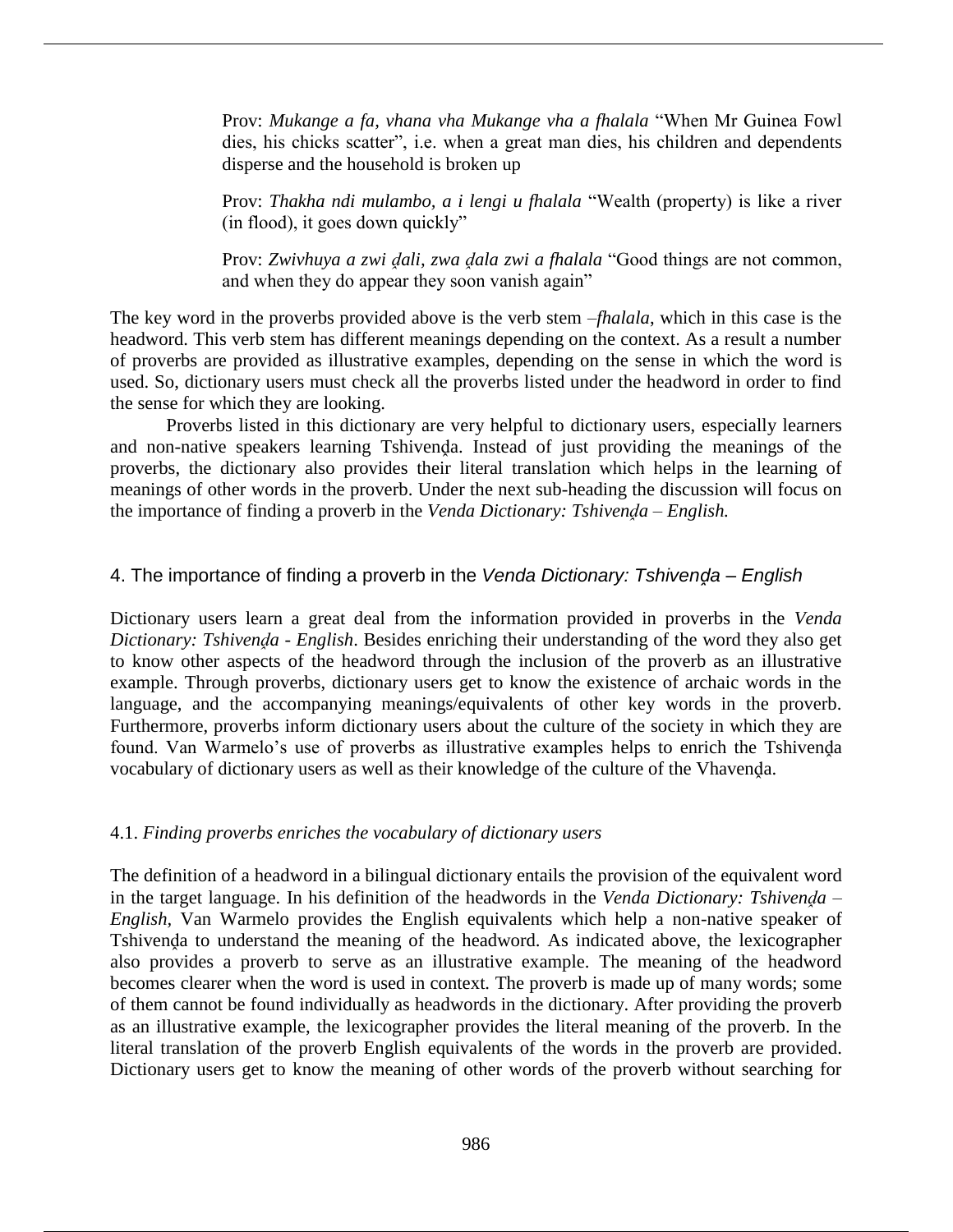Prov: *Mukange a fa, vhana vha Mukange vha a fhalala* "When Mr Guinea Fowl dies, his chicks scatter", i.e. when a great man dies, his children and dependents disperse and the household is broken up

Prov: *Thakha ndi mulambo, a i lengi u fhalala* "Wealth (property) is like a river (in flood), it goes down quickly"

Prov: *Zwivhuya a zwi ḓali, zwa ḓala zwi a fhalala* "Good things are not common, and when they do appear they soon vanish again"

The key word in the proverbs provided above is the verb stem *–fhalala*, which in this case is the headword. This verb stem has different meanings depending on the context. As a result a number of proverbs are provided as illustrative examples, depending on the sense in which the word is used. So, dictionary users must check all the proverbs listed under the headword in order to find the sense for which they are looking.

Proverbs listed in this dictionary are very helpful to dictionary users, especially learners and non-native speakers learning Tshivenḓa. Instead of just providing the meanings of the proverbs, the dictionary also provides their literal translation which helps in the learning of meanings of other words in the proverb. Under the next sub-heading the discussion will focus on the importance of finding a proverb in the *Venda Dictionary: Tshivenḓa – English.*

## 4. The importance of finding a proverb in the *Venda Dictionary: Tshivenḓa – English*

Dictionary users learn a great deal from the information provided in proverbs in the *Venda Dictionary: Tshivenḓa - English*. Besides enriching their understanding of the word they also get to know other aspects of the headword through the inclusion of the proverb as an illustrative example. Through proverbs, dictionary users get to know the existence of archaic words in the language, and the accompanying meanings/equivalents of other key words in the proverb. Furthermore, proverbs inform dictionary users about the culture of the society in which they are found. Van Warmelo's use of proverbs as illustrative examples helps to enrich the Tshivenḓa vocabulary of dictionary users as well as their knowledge of the culture of the Vhavenḓa.

### 4.1. *Finding proverbs enriches the vocabulary of dictionary users*

The definition of a headword in a bilingual dictionary entails the provision of the equivalent word in the target language. In his definition of the headwords in the *Venda Dictionary: Tshivenḓa – English*, Van Warmelo provides the English equivalents which help a non-native speaker of Tshivenḓa to understand the meaning of the headword. As indicated above, the lexicographer also provides a proverb to serve as an illustrative example. The meaning of the headword becomes clearer when the word is used in context. The proverb is made up of many words; some of them cannot be found individually as headwords in the dictionary. After providing the proverb as an illustrative example, the lexicographer provides the literal meaning of the proverb. In the literal translation of the proverb English equivalents of the words in the proverb are provided. Dictionary users get to know the meaning of other words of the proverb without searching for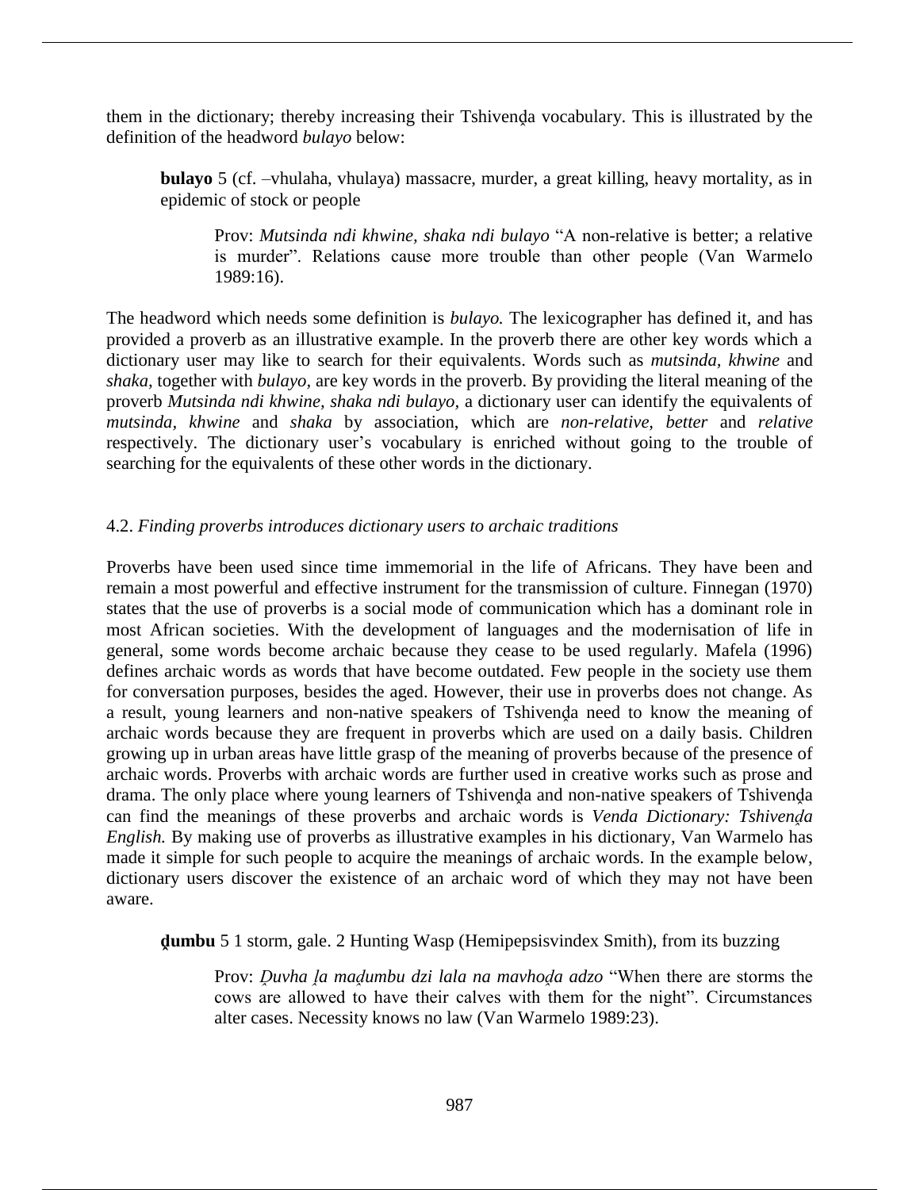them in the dictionary; thereby increasing their Tshivenḓa vocabulary. This is illustrated by the definition of the headword *bulayo* below:

> **bulayo** 5 (cf. –vhulaha, vhulaya) massacre, murder, a great killing, heavy mortality, as in epidemic of stock or people
>
> > Prov: *Mutsinda ndi khwine, shaka ndi bulayo* "A non-relative is better; a relative is murder". Relations cause more trouble than other people (Van Warmelo 1989:16).

The headword which needs some definition is *bulayo.* The lexicographer has defined it, and has provided a proverb as an illustrative example. In the proverb there are other key words which a dictionary user may like to search for their equivalents. Words such as *mutsinda, khwine* and *shaka,* together with *bulayo,* are key words in the proverb. By providing the literal meaning of the proverb *Mutsinda ndi khwine, shaka ndi bulayo,* a dictionary user can identify the equivalents of *mutsinda, khwine* and *shaka* by association, which are *non-relative, better* and *relative* respectively. The dictionary user's vocabulary is enriched without going to the trouble of searching for the equivalents of these other words in the dictionary.

4.2. *Finding proverbs introduces dictionary users to archaic traditions*

Proverbs have been used since time immemorial in the life of Africans. They have been and remain a most powerful and effective instrument for the transmission of culture. Finnegan (1970) states that the use of proverbs is a social mode of communication which has a dominant role in most African societies. With the development of languages and the modernisation of life in general, some words become archaic because they cease to be used regularly. Mafela (1996) defines archaic words as words that have become outdated. Few people in the society use them for conversation purposes, besides the aged. However, their use in proverbs does not change. As a result, young learners and non-native speakers of Tshivenḓa need to know the meaning of archaic words because they are frequent in proverbs which are used on a daily basis. Children growing up in urban areas have little grasp of the meaning of proverbs because of the presence of archaic words. Proverbs with archaic words are further used in creative works such as prose and drama. The only place where young learners of Tshivenḓa and non-native speakers of Tshivenḓa can find the meanings of these proverbs and archaic words is *Venda Dictionary: Tshivenḓa English.* By making use of proverbs as illustrative examples in his dictionary, Van Warmelo has made it simple for such people to acquire the meanings of archaic words. In the example below, dictionary users discover the existence of an archaic word of which they may not have been aware.

> **ḓumbu** 5 1 storm, gale. 2 Hunting Wasp (Hemipepsisvindex Smith), from its buzzing
>
> > Prov: *Ḓuvha ḽa maḓumbu dzi lala na mavhoḓa adzo* "When there are storms the cows are allowed to have their calves with them for the night". Circumstances alter cases. Necessity knows no law (Van Warmelo 1989:23).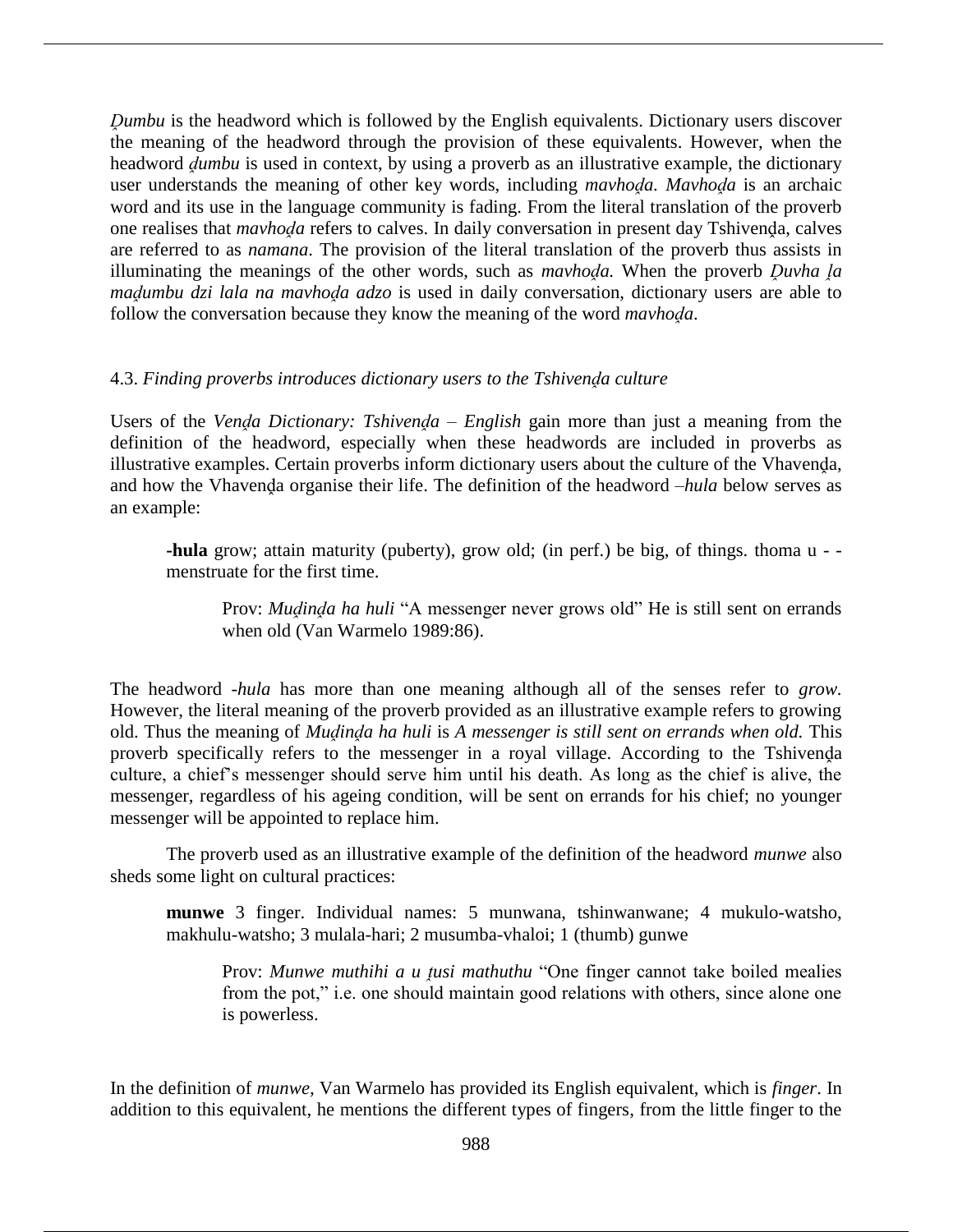*Ḓumbu* is the headword which is followed by the English equivalents. Dictionary users discover the meaning of the headword through the provision of these equivalents. However, when the headword *ḓumbu* is used in context, by using a proverb as an illustrative example, the dictionary user understands the meaning of other key words, including *mavhoḓa. Mavhoḓa* is an archaic word and its use in the language community is fading. From the literal translation of the proverb one realises that *mavhoḓa* refers to calves. In daily conversation in present day Tshivenḓa, calves are referred to as *namana*. The provision of the literal translation of the proverb thus assists in illuminating the meanings of the other words, such as *mavhoḓa.* When the proverb *Ḓuvha ḽa maḓumbu dzi lala na mavhoḓa adzo* is used in daily conversation, dictionary users are able to follow the conversation because they know the meaning of the word *mavhoḓa*.

### 4.3. *Finding proverbs introduces dictionary users to the Tshivenḓa culture*

Users of the *Venḓa Dictionary: Tshivenḓa – English* gain more than just a meaning from the definition of the headword, especially when these headwords are included in proverbs as illustrative examples. Certain proverbs inform dictionary users about the culture of the Vhavenḓa, and how the Vhavenḓa organise their life. The definition of the headword *–hula* below serves as an example:

> **-hula** grow; attain maturity (puberty), grow old; (in perf.) be big, of things. thoma u - - menstruate for the first time.
>
> > Prov: *Muḓinḓa ha huli* "A messenger never grows old" He is still sent on errands when old (Van Warmelo 1989:86).

The headword *-hula* has more than one meaning although all of the senses refer to *grow.* However, the literal meaning of the proverb provided as an illustrative example refers to growing old. Thus the meaning of *Muḓinḓa ha huli* is *A messenger is still sent on errands when old.* This proverb specifically refers to the messenger in a royal village. According to the Tshivenḓa culture, a chief's messenger should serve him until his death. As long as the chief is alive, the messenger, regardless of his ageing condition, will be sent on errands for his chief; no younger messenger will be appointed to replace him.

The proverb used as an illustrative example of the definition of the headword *munwe* also sheds some light on cultural practices:

> **munwe** 3 finger. Individual names: 5 munwana, tshinwanwane; 4 mukulo-watsho, makhulu-watsho; 3 mulala-hari; 2 musumba-vhaloi; 1 (thumb) gunwe
>
> > Prov: *Munwe muthihi a u ṱusi mathuthu* "One finger cannot take boiled mealies from the pot," i.e. one should maintain good relations with others, since alone one is powerless.

In the definition of *munwe*, Van Warmelo has provided its English equivalent, which is *finger*. In addition to this equivalent, he mentions the different types of fingers, from the little finger to the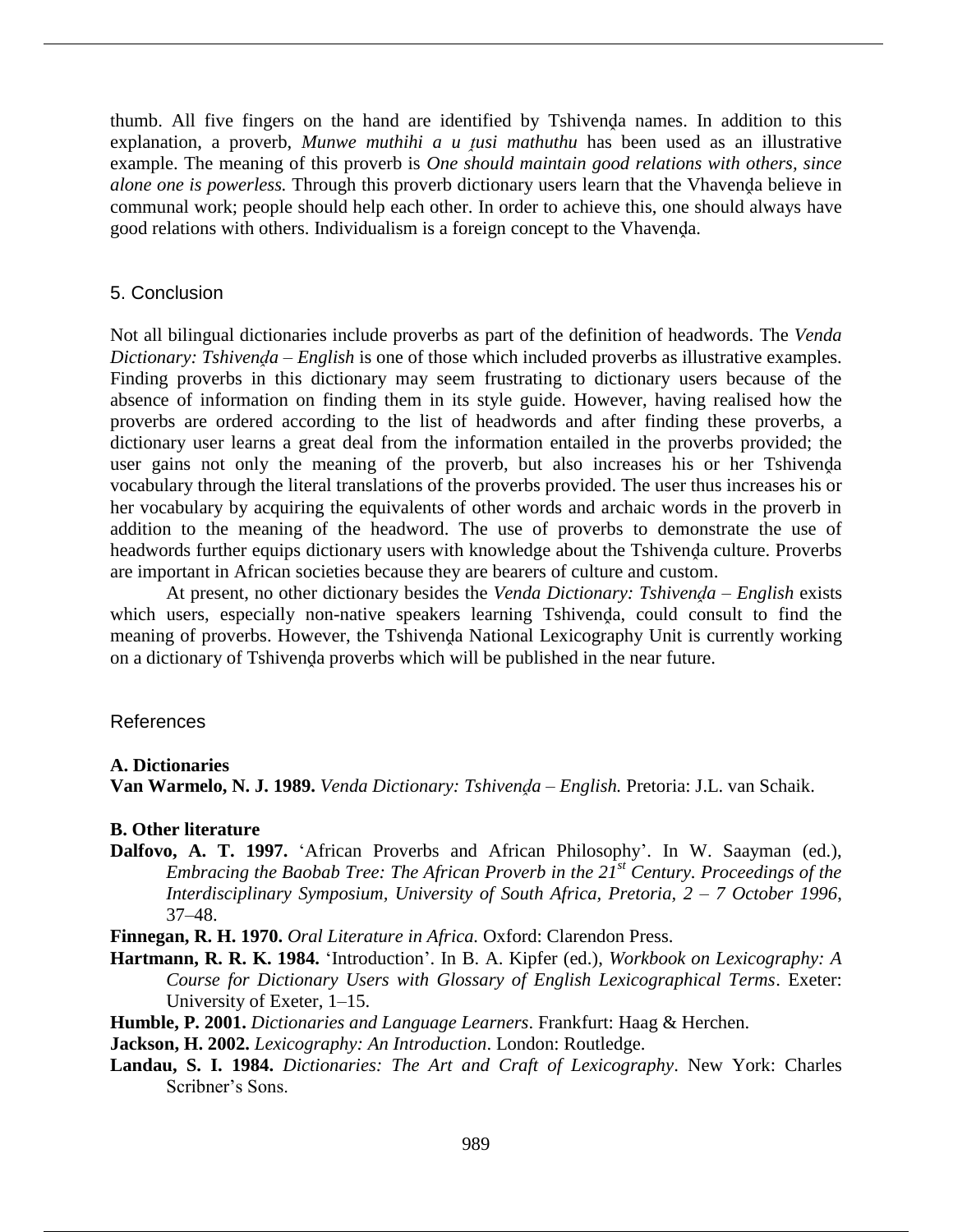thumb. All five fingers on the hand are identified by Tshivenḓa names. In addition to this explanation, a proverb, *Munwe muthihi a u ţusi mathuthu* has been used as an illustrative example. The meaning of this proverb is *One should maintain good relations with others, since alone one is powerless.* Through this proverb dictionary users learn that the Vhavenḓa believe in communal work; people should help each other. In order to achieve this, one should always have good relations with others. Individualism is a foreign concept to the Vhavenḓa.

## 5. Conclusion

Not all bilingual dictionaries include proverbs as part of the definition of headwords. The *Venda Dictionary: Tshivenḓa – English* is one of those which included proverbs as illustrative examples. Finding proverbs in this dictionary may seem frustrating to dictionary users because of the absence of information on finding them in its style guide. However, having realised how the proverbs are ordered according to the list of headwords and after finding these proverbs, a dictionary user learns a great deal from the information entailed in the proverbs provided; the user gains not only the meaning of the proverb, but also increases his or her Tshivenḓa vocabulary through the literal translations of the proverbs provided. The user thus increases his or her vocabulary by acquiring the equivalents of other words and archaic words in the proverb in addition to the meaning of the headword. The use of proverbs to demonstrate the use of headwords further equips dictionary users with knowledge about the Tshivenḓa culture. Proverbs are important in African societies because they are bearers of culture and custom.

At present, no other dictionary besides the *Venda Dictionary: Tshivenḓa – English* exists which users, especially non-native speakers learning Tshivenḓa, could consult to find the meaning of proverbs. However, the Tshivenḓa National Lexicography Unit is currently working on a dictionary of Tshivenḓa proverbs which will be published in the near future.

## References

**A. Dictionaries**

**Van Warmelo, N. J. 1989.** *Venda Dictionary: Tshivenḓa – English.* Pretoria: J.L. van Schaik.

**B. Other literature**

**Dalfovo, A. T. 1997.** 'African Proverbs and African Philosophy'. In W. Saayman (ed.), *Embracing the Baobab Tree: The African Proverb in the 21st Century. Proceedings of the Interdisciplinary Symposium, University of South Africa, Pretoria, 2 – 7 October 1996*, 37–48.

**Finnegan, R. H. 1970.** *Oral Literature in Africa.* Oxford: Clarendon Press.

**Hartmann, R. R. K. 1984.** 'Introduction'. In B. A. Kipfer (ed.), *Workbook on Lexicography: A Course for Dictionary Users with Glossary of English Lexicographical Terms*. Exeter: University of Exeter, 1–15.

**Humble, P. 2001.** *Dictionaries and Language Learners*. Frankfurt: Haag & Herchen.

**Jackson, H. 2002.** *Lexicography: An Introduction*. London: Routledge.

**Landau, S. I. 1984.** *Dictionaries: The Art and Craft of Lexicography*. New York: Charles Scribner's Sons.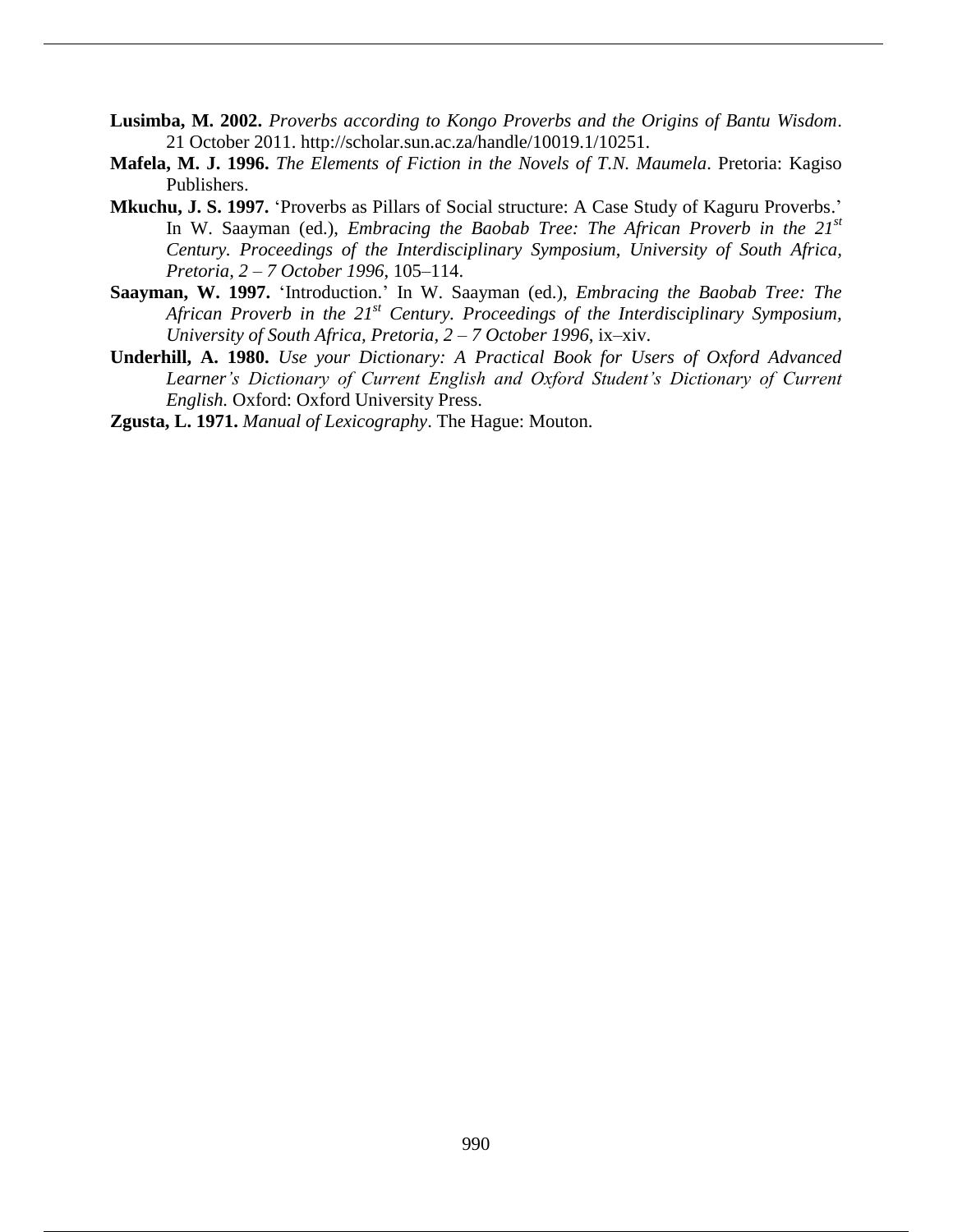**Lusimba, M. 2002.** *Proverbs according to Kongo Proverbs and the Origins of Bantu Wisdom*. 21 October 2011. http://scholar.sun.ac.za/handle/10019.1/10251.

**Mafela, M. J. 1996.** *The Elements of Fiction in the Novels of T.N. Maumela*. Pretoria: Kagiso Publishers.

**Mkuchu, J. S. 1997.** 'Proverbs as Pillars of Social structure: A Case Study of Kaguru Proverbs.' In W. Saayman (ed.), *Embracing the Baobab Tree: The African Proverb in the 21st Century. Proceedings of the Interdisciplinary Symposium, University of South Africa, Pretoria, 2 – 7 October 1996*, 105–114.

**Saayman, W. 1997.** 'Introduction.' In W. Saayman (ed.), *Embracing the Baobab Tree: The African Proverb in the 21st Century. Proceedings of the Interdisciplinary Symposium, University of South Africa, Pretoria, 2 – 7 October 1996*, ix–xiv.

**Underhill, A. 1980.** *Use your Dictionary: A Practical Book for Users of Oxford Advanced Learner's Dictionary of Current English and Oxford Student's Dictionary of Current English.* Oxford: Oxford University Press.

**Zgusta, L. 1971.** *Manual of Lexicography*. The Hague: Mouton.